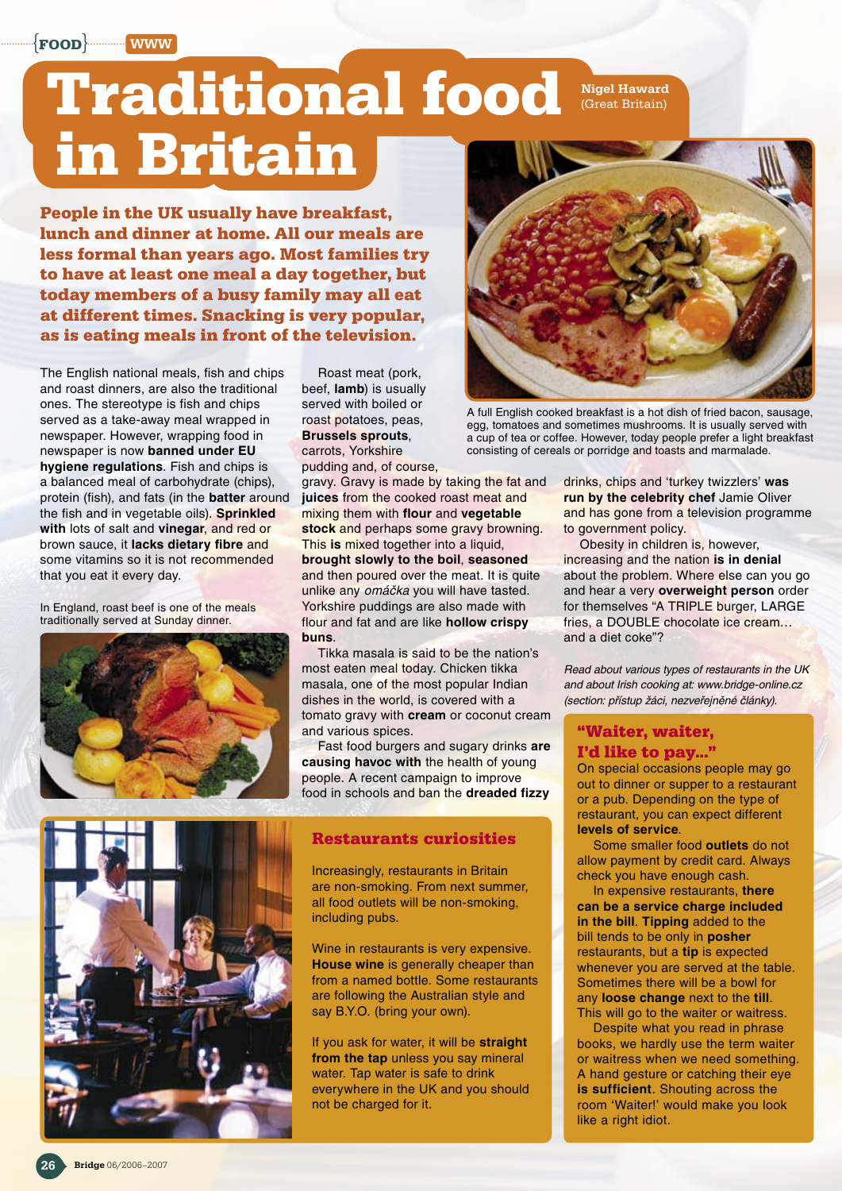{FOOD} WWW

# Traditional food in Britain

Nigel Haward (Great Britain)

**People in the UK usually have breakfast, lunch and dinner at home. All our meals are less formal than years ago. Most families try to have at least one meal a day together, but today members of a busy family may all eat at different times. Snacking is very popular, as is eating meals in front of the television.**

A full English cooked breakfast is a hot dish of fried bacon, sausage, egg, tomatoes and sometimes mushrooms. It is usually served with a cup of tea or coffee. However, today people prefer a light breakfast consisting of cereals or porridge and toasts and marmalade.

The English national meals, fish and chips and roast dinners, are also the traditional ones. The stereotype is fish and chips served as a take-away meal wrapped in newspaper. However, wrapping food in newspaper is now **banned under EU hygiene regulations**. Fish and chips is a balanced meal of carbohydrate (chips), protein (fish), and fats (in the **batter** around the fish and in vegetable oils). **Sprinkled with** lots of salt and **vinegar**, and red or brown sauce, it **lacks dietary fibre** and some vitamins so it is not recommended that you eat it every day.

In England, roast beef is one of the meals traditionally served at Sunday dinner.

Roast meat (pork, beef, **lamb**) is usually served with boiled or roast potatoes, peas, **Brussels sprouts**, carrots, Yorkshire pudding and, of course, gravy. Gravy is made by taking the fat and **juices** from the cooked roast meat and mixing them with **flour** and **vegetable stock** and perhaps some gravy browning. This **is** mixed together into a liquid, **brought slowly to the boil**, **seasoned** and then poured over the meat. It is quite unlike any *omáčka* you will have tasted. Yorkshire puddings are also made with flour and fat and are like **hollow crispy buns**.

Tikka masala is said to be the nation's most eaten meal today. Chicken tikka masala, one of the most popular Indian dishes in the world, is covered with a tomato gravy with **cream** or coconut cream and various spices.

Fast food burgers and sugary drinks **are causing havoc with** the health of young people. A recent campaign to improve food in schools and ban the **dreaded fizzy** drinks, chips and 'turkey twizzlers' **was run by the celebrity chef** Jamie Oliver and has gone from a television programme to government policy.

Obesity in children is, however, increasing and the nation **is in denial** about the problem. Where else can you go and hear a very **overweight person** order for themselves "A TRIPLE burger, LARGE fries, a DOUBLE chocolate ice cream… and a diet coke"?

*Read about various types of restaurants in the UK and about Irish cooking at: www.bridge-online.cz (section: přístup žáci, nezveřejněné články).*

## Restaurants curiosities

Increasingly, restaurants in Britain are non-smoking. From next summer, all food outlets will be non-smoking, including pubs.

Wine in restaurants is very expensive. **House wine** is generally cheaper than from a named bottle. Some restaurants are following the Australian style and say B.Y.O. (bring your own).

If you ask for water, it will be **straight from the tap** unless you say mineral water. Tap water is safe to drink everywhere in the UK and you should not be charged for it.

## "Waiter, waiter, I'd like to pay..."

On special occasions people may go out to dinner or supper to a restaurant or a pub. Depending on the type of restaurant, you can expect different **levels of service**.

Some smaller food **outlets** do not allow payment by credit card. Always check you have enough cash.

In expensive restaurants, **there can be a service charge included in the bill**. **Tipping** added to the bill tends to be only in **posher** restaurants, but a **tip** is expected whenever you are served at the table. Sometimes there will be a bowl for any **loose change** next to the **till**. This will go to the waiter or waitress.

Despite what you read in phrase books, we hardly use the term waiter or waitress when we need something. A hand gesture or catching their eye **is sufficient**. Shouting across the room 'Waiter!' would make you look like a right idiot.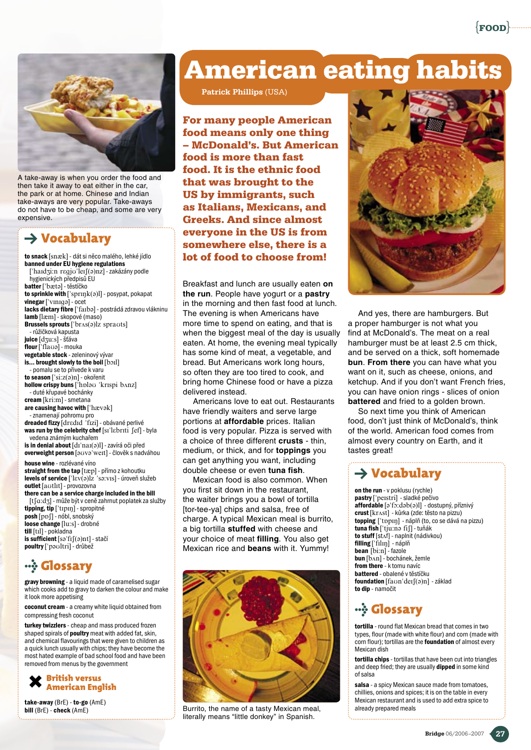A take-away is when you order the food and then take it away to eat either in the car, the park or at home. Chinese and Indian take-aways are very popular. Take-aways do not have to be cheap, and some are very expensive.

## → Vocabulary

**to snack** [snæk] - dát si něco malého, lehké jídlo
**banned under EU hygiene regulations** ['haɪdʒiːn rɛgjʊ'leɪʃ(ə)nz] - zakázány podle hygienických předpisů EU
**batter** ['bætə] - těstíčko
**to sprinkle with** ['sprɪŋk(ə)l] - posypat, pokapat
**vinegar** ['vɪnɪgə] - ocet
**lacks dietary fibre** ['faɪbə] - postrádá zdravou vlákninu
**lamb** [læm] - skopové (maso)
**Brussels sprouts** ['brʌs(ə)lz spraʊts] - růžičková kapusta
**juice** [dʒuːs] - šťáva
**flour** ['flaʊə] - mouka
**vegetable stock** - zeleninový vývar
**is... brought slowly to the boil** [bɔɪl] - pomalu se to přivede k varu
**to season** ['siːz(ə)n] - okořenit
**hollow crispy buns** ['hɒləʊ 'krɪspi bʌnz] - duté křupavé bochánky
**cream** [kriːm] - smetana
**are causing havoc with** ['hævək] - znamenají pohromu pro
**dreaded fizzy** [drɛdɪd 'fɪzi] - obávané perlivé
**was run by the celebrity chef** [sɪ'lɛbrɪti ʃef] - byla vedena známým kuchařem
**is in denial about** [dɪ'naɪ(ə)l] - zavírá oči před
**overweight person** [əʊvə'weɪt] - člověk s nadváhou
**house wine** - rozlévané víno
**straight from the tap** [tæp] - přímo z kohoutku
**levels of service** ['lɛv(ə)lz 'səːvɪs] - úroveň služeb
**outlet** [aʊtlɪt] - provozovna
**there can be a service charge included in the bill** [tʃɑːdʒ] - může být v ceně zahrnut poplatek za služby
**tipping, tip** ['tɪpɪŋ] - spropitné
**posh** [pɒʃ] - nóbl, snobský
**loose change** [luːs] - drobné
**till** [tɪl] - pokladna
**is sufficient** [sə'fɪʃ(ə)nt] - stačí
**poultry** ['pəʊltri] - drůbež

## Glossary

**gravy browning** - a liquid made of caramelised sugar which cooks add to gravy to darken the colour and make it look more appetising

**coconut cream** - a creamy white liquid obtained from compressing fresh coconut

**turkey twizzlers** - cheap and mass produced frozen shaped spirals of **poultry** meat with added fat, skin, and chemical flavourings that were given to children as a quick lunch usually with chips; they have become the most hated example of bad school food and have been removed from menus by the government

## British versus American English

**take-away** (BrE) - **to-go** (AmE)
**bill** (BrE) - **check** (AmE)

# American eating habits

Patrick Phillips (USA)

**For many people American food means only one thing – McDonald's. But American food is more than fast food. It is the ethnic food that was brought to the US by immigrants, such as Italians, Mexicans, and Greeks. And since almost everyone in the US is from somewhere else, there is a lot of food to choose from!**

Breakfast and lunch are usually eaten **on the run**. People have yogurt or a **pastry** in the morning and then fast food at lunch. The evening is when Americans have more time to spend on eating, and that is when the biggest meal of the day is usually eaten. At home, the evening meal typically has some kind of meat, a vegetable, and bread. But Americans work long hours, so often they are too tired to cook, and bring home Chinese food or have a pizza delivered instead.

Americans love to eat out. Restaurants have friendly waiters and serve large portions at **affordable** prices. Italian food is very popular. Pizza is served with a choice of three different **crusts** - thin, medium, or thick, and for **toppings** you can get anything you want, including double cheese or even **tuna fish**.

Mexican food is also common. When you first sit down in the restaurant, the waiter brings you a bowl of tortilla [tor-tee-ya] chips and salsa, free of charge. A typical Mexican meal is burrito, a big tortilla **stuffed** with cheese and your choice of meat **filling**. You also get Mexican rice and **beans** with it. Yummy!

Burrito, the name of a tasty Mexican meal, literally means "little donkey" in Spanish.

And yes, there are hamburgers. But a proper hamburger is not what you find at McDonald's. The meat on a real hamburger must be at least 2.5 cm thick, and be served on a thick, soft homemade **bun**. **From there** you can have what you want on it, such as cheese, onions, and ketchup. And if you don't want French fries, you can have onion rings - slices of onion **battered** and fried to a golden brown.

So next time you think of American food, don't just think of McDonald's, think of the world. American food comes from almost every country on Earth, and it tastes great!

## → Vocabulary

**on the run** - v poklusu (rychle)
**pastry** ['peɪstri] - sladké pečivo
**affordable** [ə'fɔːdəb(ə)l] - dostupný, příznivý
**crust** [krʌst] - kůrka (zde: těsto na pizzu)
**topping** ['tɒpɪŋ] - náplň (to, co se dává na pizzu)
**tuna fish** ['tjuːnə fɪʃ] - tuňák
**to stuff** [stʌf] - naplnit (nádivkou)
**filling** ['fɪlɪŋ] - náplň
**bean** [biːn] - fazole
**bun** [bʌn] - bochánek, žemle
**from there** - k tomu navíc
**battered** - obalené v těstíčku
**foundation** [faʊn'deɪʃ(ə)n] - základ
**to dip** - namočit

## Glossary

**tortilla** - round flat Mexican bread that comes in two types, flour (made with white flour) and corn (made with corn flour); tortillas are the **foundation** of almost every Mexican dish

**tortilla chips** - tortillas that have been cut into triangles and deep fried; they are usually **dipped** in some kind of salsa

**salsa** - a spicy Mexican sauce made from tomatoes, chillies, onions and spices; it is on the table in every Mexican restaurant and is used to add extra spice to already prepared meals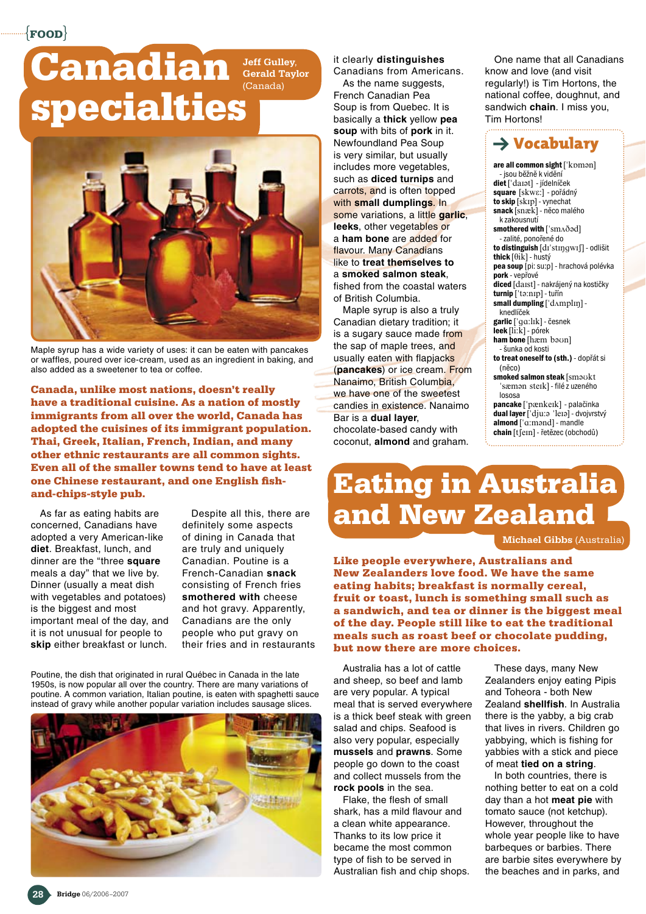{FOOD}

# Canadian specialties

**Jeff Gulley, Gerald Taylor** (Canada)

Maple syrup has a wide variety of uses: it can be eaten with pancakes or waffles, poured over ice-cream, used as an ingredient in baking, and also added as a sweetener to tea or coffee.

**Canada, unlike most nations, doesn't really have a traditional cuisine. As a nation of mostly immigrants from all over the world, Canada has adopted the cuisines of its immigrant population. Thai, Greek, Italian, French, Indian, and many other ethnic restaurants are all common sights. Even all of the smaller towns tend to have at least one Chinese restaurant, and one English fish-and-chips-style pub.**

As far as eating habits are concerned, Canadians have adopted a very American-like **diet**. Breakfast, lunch, and dinner are the "three **square** meals a day" that we live by. Dinner (usually a meat dish with vegetables and potatoes) is the biggest and most important meal of the day, and it is not unusual for people to **skip** either breakfast or lunch.

Despite all this, there are definitely some aspects of dining in Canada that are truly and uniquely Canadian. Poutine is a French-Canadian **snack** consisting of French fries **smothered with** cheese and hot gravy. Apparently, Canadians are the only people who put gravy on their fries and in restaurants it clearly **distinguishes** Canadians from Americans.

As the name suggests, French Canadian Pea Soup is from Quebec. It is basically a **thick** yellow **pea soup** with bits of **pork** in it. Newfoundland Pea Soup is very similar, but usually includes more vegetables, such as **diced turnips** and carrots, and is often topped with **small dumplings**. In some variations, a little **garlic**, **leeks**, other vegetables or a **ham bone** are added for flavour. Many Canadians like to **treat themselves to** a **smoked salmon steak**, fished from the coastal waters of British Columbia.

Maple syrup is also a truly Canadian dietary tradition; it is a sugary sauce made from the sap of maple trees, and usually eaten with flapjacks (**pancakes**) or ice cream. From Nanaimo, British Columbia, we have one of the sweetest candies in existence. Nanaimo Bar is a **dual layer**, chocolate-based candy with coconut, **almond** and graham.

One name that all Canadians know and love (and visit regularly!) is Tim Hortons, the national coffee, doughnut, and sandwich **chain**. I miss you, Tim Hortons!

Poutine, the dish that originated in rural Québec in Canada in the late 1950s, is now popular all over the country. There are many variations of poutine. A common variation, Italian poutine, is eaten with spaghetti sauce instead of gravy while another popular variation includes sausage slices.

### → Vocabulary

**are all common sight** ['kɒmən] - jsou běžně k vidění
**diet** ['daɪət] - jídelníček
**square** [skweː] - pořádný
**to skip** [skɪp] - vynechat
**snack** [snæk] - něco malého k zakousnutí
**smothered with** ['smʌðəd] - zalité, ponořené do
**to distinguish** [dɪ'stɪŋgwɪʃ] - odlišit
**thick** [θɪk] - hustý
**pea soup** [piː suːp] - hrachová polévka
**pork** - vepřové
**diced** [daɪst] - nakrájený na kostičky
**turnip** ['təːnɪp] - tuřín
**small dumpling** ['dʌmplɪŋ] - knedlíček
**garlic** ['gɑːlɪk] - česnek
**leek** [liːk] - pórek
**ham bone** [hæm bəʊn] - šunka od kosti
**to treat oneself to (sth.)** - dopřát si (něco)
**smoked salmon steak** [sməʊkt 'sæmən steɪk] - filé z uzeného lososa
**pancake** ['pænkeɪk] - palačinka
**dual layer** ['djuːə 'leɪə] - dvojvrstvý
**almond** ['ɑːmənd] - mandle
**chain** [tʃeɪn] - řetězec (obchodů)

# Eating in Australia and New Zealand

**Michael Gibbs** (Australia)

**Like people everywhere, Australians and New Zealanders love food. We have the same eating habits; breakfast is normally cereal, fruit or toast, lunch is something small such as a sandwich, and tea or dinner is the biggest meal of the day. People still like to eat the traditional meals such as roast beef or chocolate pudding, but now there are more choices.**

Australia has a lot of cattle and sheep, so beef and lamb are very popular. A typical meal that is served everywhere is a thick beef steak with green salad and chips. Seafood is also very popular, especially **mussels** and **prawns**. Some people go down to the coast and collect mussels from the **rock pools** in the sea.

Flake, the flesh of small shark, has a mild flavour and a clean white appearance. Thanks to its low price it became the most common type of fish to be served in Australian fish and chip shops.

These days, many New Zealanders enjoy eating Pipis and Toheora - both New Zealand **shellfish**. In Australia there is the yabby, a big crab that lives in rivers. Children go yabbying, which is fishing for yabbies with a stick and piece of meat **tied on a string**.

In both countries, there is nothing better to eat on a cold day than a hot **meat pie** with tomato sauce (not ketchup). However, throughout the whole year people like to have barbeques or barbies. There are barbie sites everywhere by the beaches and in parks, and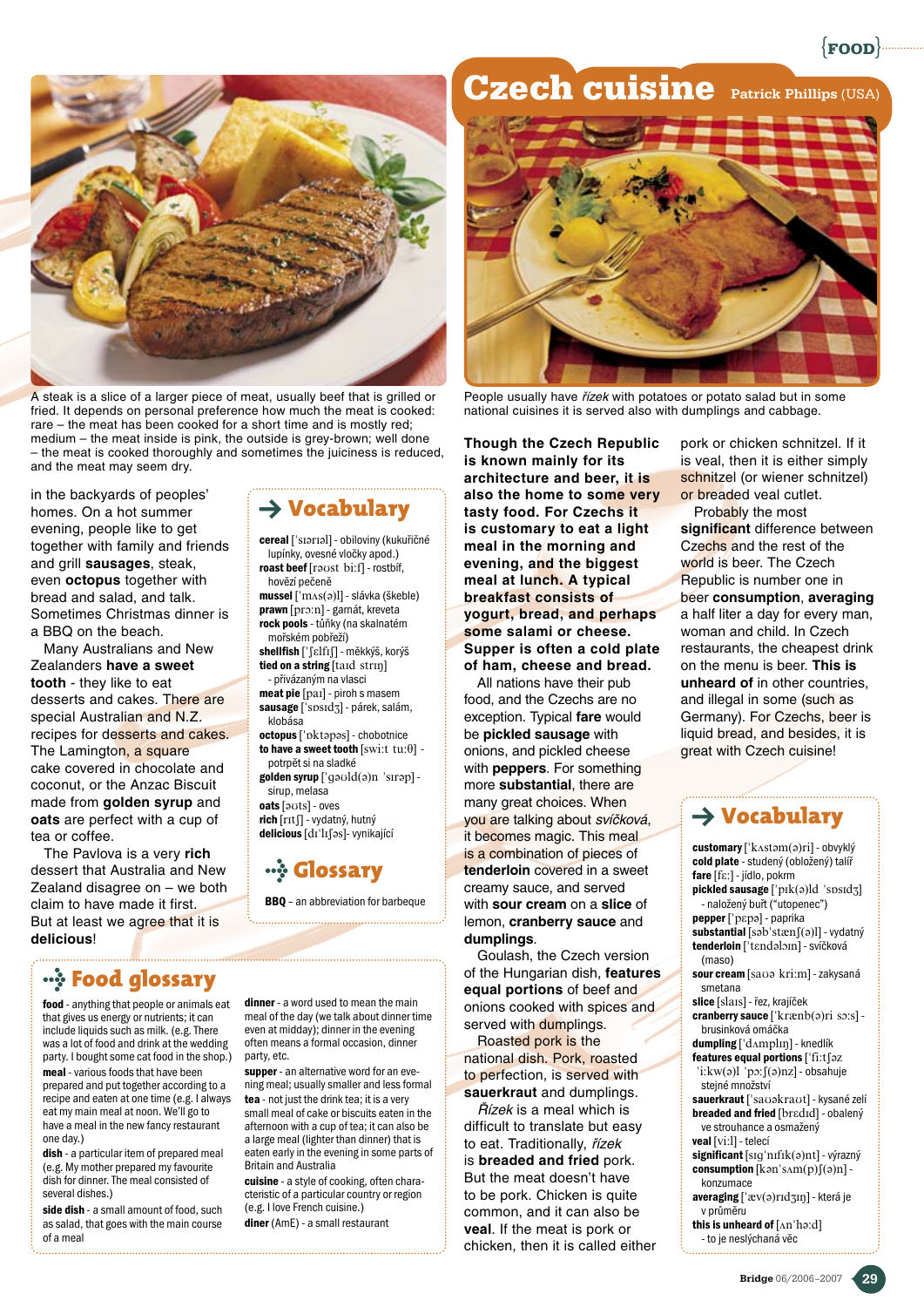A steak is a slice of a larger piece of meat, usually beef that is grilled or fried. It depends on personal preference how much the meat is cooked: rare – the meat has been cooked for a short time and is mostly red; medium – the meat inside is pink, the outside is grey-brown; well done – the meat is cooked thoroughly and sometimes the juiciness is reduced, and the meat may seem dry.

in the backyards of peoples' homes. On a hot summer evening, people like to get together with family and friends and grill **sausages**, steak, even **octopus** together with bread and salad, and talk. Sometimes Christmas dinner is a BBQ on the beach.

Many Australians and New Zealanders **have a sweet tooth** - they like to eat desserts and cakes. There are special Australian and N.Z. recipes for desserts and cakes. The Lamington, a square cake covered in chocolate and coconut, or the Anzac Biscuit made from **golden syrup** and **oats** are perfect with a cup of tea or coffee.

The Pavlova is a very **rich** dessert that Australia and New Zealand disagree on – we both claim to have made it first. But at least we agree that it is **delicious**!

## Vocabulary

**cereal** ['sɪərɪəl] - obiloviny (kukuřičné lupínky, ovesné vločky apod.)
**roast beef** [rəʊst bi:f] - rostbíf, hovězí pečeně
**mussel** ['mʌs(ə)l] - slávka (škeble)
**prawn** [prɔ:n] - garnát, kreveta
**rock pools** - tůňky (na skalnatém mořském pobřeží)
**shellfish** ['ʃɛlfɪʃ] - měkkýš, korýš
**tied on a string** [taɪd strɪŋ] - přivázaným na vlasci
**meat pie** [paɪ] - piroh s masem
**sausage** ['sɒsɪdʒ] - párek, salám, klobása
**octopus** ['ɒktəpəs] - chobotnice
**to have a sweet tooth** [swi:t tu:θ] - potrpět si na sladké
**golden syrup** ['gəʊld(ə)n 'sɪrəp] - sirup, melasa
**oats** [əʊts] - oves
**rich** [rɪtʃ] - vydatný, hutný
**delicious** [dɪ'lɪʃəs]- vynikající

## Glossary

**BBQ** – an abbreviation for barbeque

## Food glossary

**food** - anything that people or animals eat that gives us energy or nutrients; it can include liquids such as milk. (e.g. There was a lot of food and drink at the wedding party. I bought some cat food in the shop.)

**meal** - various foods that have been prepared and put together according to a recipe and eaten at one time (e.g. I always eat my main meal at noon. We'll go to have a meal in the new fancy restaurant one day.)

**dish** - a particular item of prepared meal (e.g. My mother prepared my favourite dish for dinner. The meal consisted of several dishes.)

**side dish** - a small amount of food, such as salad, that goes with the main course of a meal

**dinner** - a word used to mean the main meal of the day (we talk about dinner time even at midday); dinner in the evening often means a formal occasion, dinner party, etc.

**supper** - an alternative word for an evening meal; usually smaller and less formal

**tea** - not just the drink tea; it is a very small meal of cake or biscuits eaten in the afternoon with a cup of tea; it can also be a large meal (lighter than dinner) that is eaten early in the evening in some parts of Britain and Australia

**cuisine** - a style of cooking, often characteristic of a particular country or region (e.g. I love French cuisine.)

**diner** (AmE) - a small restaurant

# Czech cuisine

Patrick Phillips (USA)

People usually have *řízek* with potatoes or potato salad but in some national cuisines it is served also with dumplings and cabbage.

**Though the Czech Republic is known mainly for its architecture and beer, it is also the home to some very tasty food. For Czechs it is customary to eat a light meal in the morning and evening, and the biggest meal at lunch. A typical breakfast consists of yogurt, bread, and perhaps some salami or cheese. Supper is often a cold plate of ham, cheese and bread.**

All nations have their pub food, and the Czechs are no exception. Typical **fare** would be **pickled sausage** with onions, and pickled cheese with **peppers**. For something more **substantial**, there are many great choices. When you are talking about *svíčková*, it becomes magic. This meal is a combination of pieces of **tenderloin** covered in a sweet creamy sauce, and served with **sour cream** on a **slice** of lemon, **cranberry sauce** and **dumplings**.

Goulash, the Czech version of the Hungarian dish, **features equal portions** of beef and onions cooked with spices and served with dumplings.

Roasted pork is the national dish. Pork, roasted to perfection, is served with **sauerkraut** and dumplings.

*Řízek* is a meal which is difficult to translate but easy to eat. Traditionally, *řízek* is **breaded and fried** pork. But the meat doesn't have to be pork. Chicken is quite common, and it can also be **veal**. If the meat is pork or chicken, then it is called either pork or chicken schnitzel. If it is veal, then it is either simply schnitzel (or wiener schnitzel) or breaded veal cutlet.

Probably the most **significant** difference between Czechs and the rest of the world is beer. The Czech Republic is number one in beer **consumption**, **averaging** a half liter a day for every man, woman and child. In Czech restaurants, the cheapest drink on the menu is beer. **This is unheard of** in other countries, and illegal in some (such as Germany). For Czechs, beer is liquid bread, and besides, it is great with Czech cuisine!

## Vocabulary

**customary** ['kʌstəm(ə)ri] - obvyklý
**cold plate** - studený (obložený) talíř
**fare** [fɛ:] - jídlo, pokrm
**pickled sausage** ['pɪk(ə)ld 'sɒsɪdʒ] - naložený buřt ("utopenec")
**pepper** ['pɛpə] - paprika
**substantial** [səb'stænʃ(ə)l] - vydatný
**tenderloin** ['tɛndəlɔɪn] - svíčková (maso)
**sour cream** [saʊə kri:m] - zakysaná smetana
**slice** [slaɪs] - řez, krajíček
**cranberry sauce** ['krænb(ə)ri sɔ:s] - brusinková omáčka
**dumpling** ['dʌmplɪŋ] - knedlík
**features equal portions** ['fi:tʃəz 'i:kw(ə)l 'pɔ:ʃ(ə)nz] - obsahuje stejné množství
**sauerkraut** ['saʊəkraʊt] - kysané zelí
**breaded and fried** [brɛdɪd] - obalený ve strouhance a osmažený
**veal** [vi:l] - telecí
**significant** [sɪg'nɪfɪk(ə)nt] - výrazný
**consumption** [kən'sʌm(p)ʃ(ə)n] - konzumace
**averaging** ['æv(ə)rɪdʒɪŋ] - která je v průměru
**this is unheard of** [ʌn'hə:d] - to je neslýchaná věc